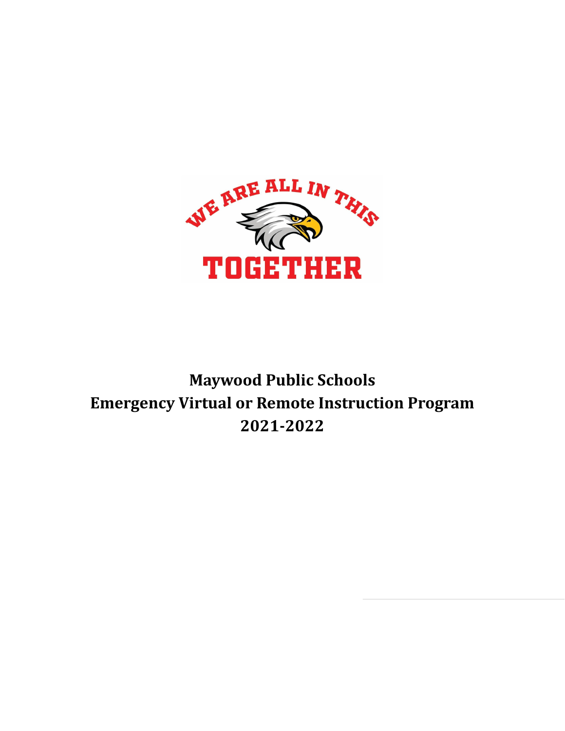# Maywood Public Schools
# Emergency Virtual or Remote Instruction Program
# 2021-2022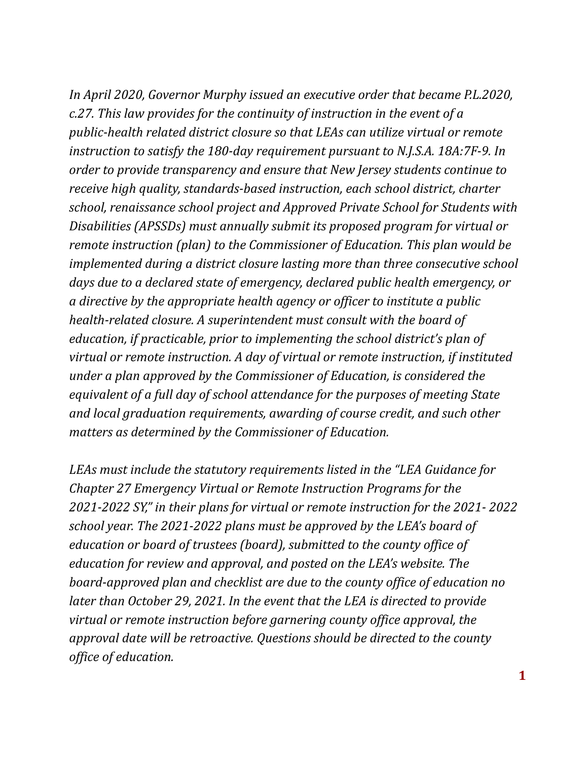*In April 2020, Governor Murphy issued an executive order that became P.L.2020, c.27. This law provides for the continuity of instruction in the event of a public-health related district closure so that LEAs can utilize virtual or remote instruction to satisfy the 180-day requirement pursuant to N.J.S.A. 18A:7F-9. In order to provide transparency and ensure that New Jersey students continue to receive high quality, standards-based instruction, each school district, charter school, renaissance school project and Approved Private School for Students with Disabilities (APSSDs) must annually submit its proposed program for virtual or remote instruction (plan) to the Commissioner of Education. This plan would be implemented during a district closure lasting more than three consecutive school days due to a declared state of emergency, declared public health emergency, or a directive by the appropriate health agency or officer to institute a public health-related closure. A superintendent must consult with the board of education, if practicable, prior to implementing the school district's plan of virtual or remote instruction. A day of virtual or remote instruction, if instituted under a plan approved by the Commissioner of Education, is considered the equivalent of a full day of school attendance for the purposes of meeting State and local graduation requirements, awarding of course credit, and such other matters as determined by the Commissioner of Education.*

*LEAs must include the statutory requirements listed in the "LEA Guidance for Chapter 27 Emergency Virtual or Remote Instruction Programs for the 2021-2022 SY," in their plans for virtual or remote instruction for the 2021- 2022 school year. The 2021-2022 plans must be approved by the LEA's board of education or board of trustees (board), submitted to the county office of education for review and approval, and posted on the LEA's website. The board-approved plan and checklist are due to the county office of education no later than October 29, 2021. In the event that the LEA is directed to provide virtual or remote instruction before garnering county office approval, the approval date will be retroactive. Questions should be directed to the county office of education.*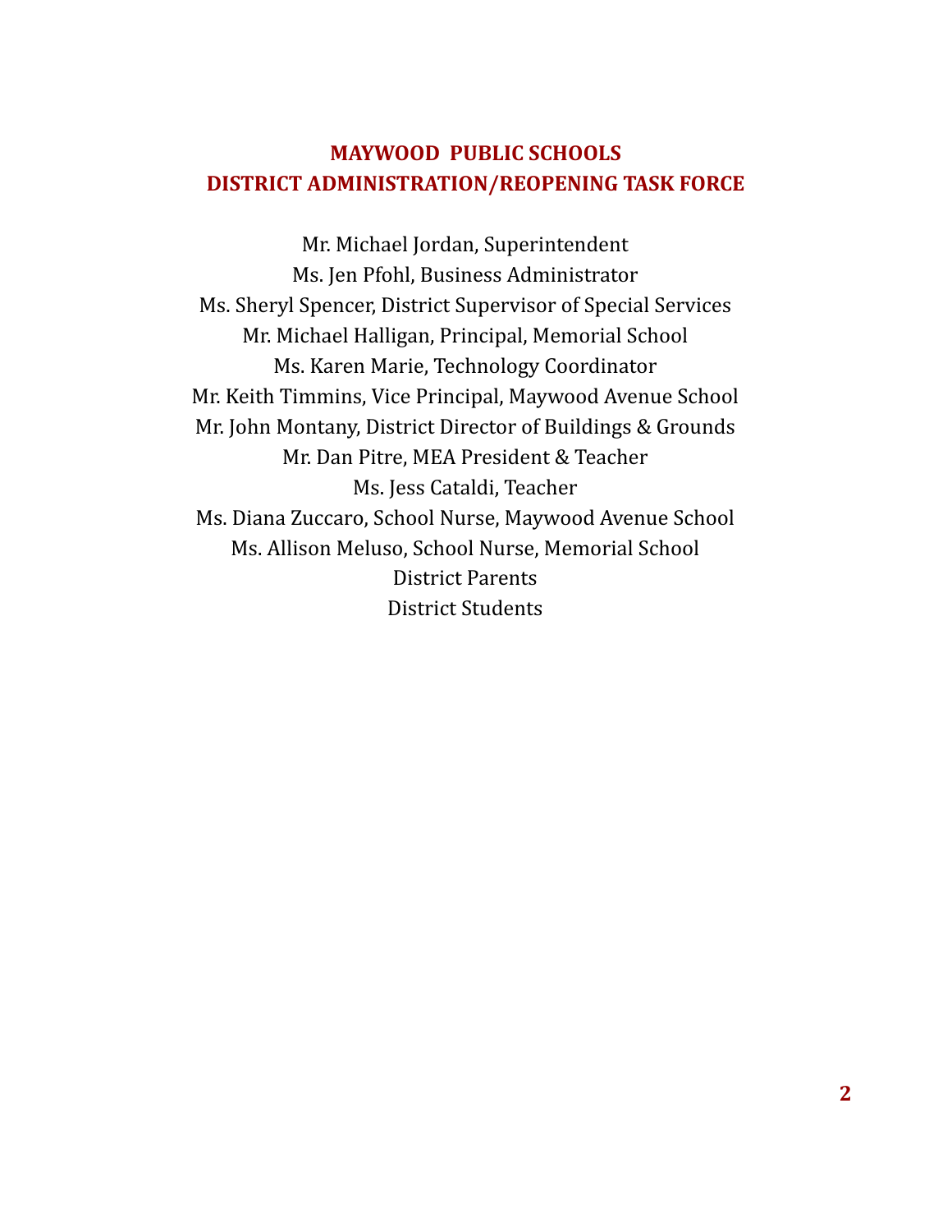# MAYWOOD PUBLIC SCHOOLS
## DISTRICT ADMINISTRATION/REOPENING TASK FORCE

Mr. Michael Jordan, Superintendent
Ms. Jen Pfohl, Business Administrator
Ms. Sheryl Spencer, District Supervisor of Special Services
Mr. Michael Halligan, Principal, Memorial School
Ms. Karen Marie, Technology Coordinator
Mr. Keith Timmins, Vice Principal, Maywood Avenue School
Mr. John Montany, District Director of Buildings & Grounds
Mr. Dan Pitre, MEA President & Teacher
Ms. Jess Cataldi, Teacher
Ms. Diana Zuccaro, School Nurse, Maywood Avenue School
Ms. Allison Meluso, School Nurse, Memorial School
District Parents
District Students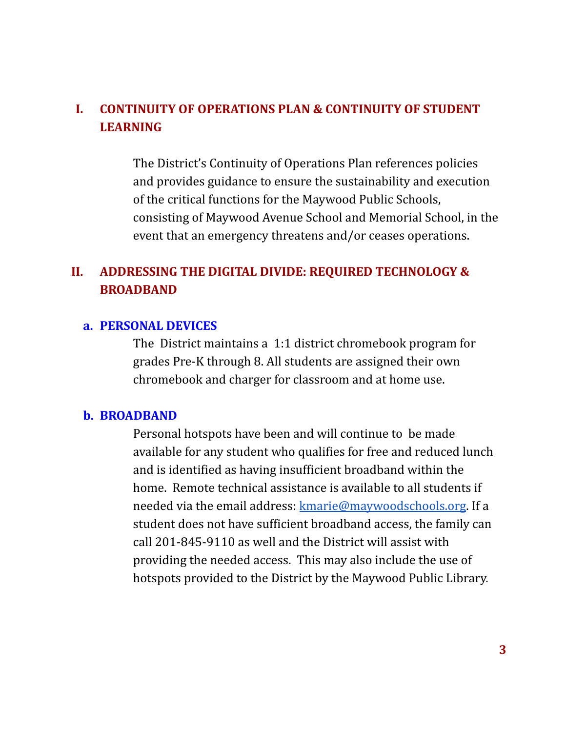## I. CONTINUITY OF OPERATIONS PLAN & CONTINUITY OF STUDENT LEARNING

The District's Continuity of Operations Plan references policies and provides guidance to ensure the sustainability and execution of the critical functions for the Maywood Public Schools, consisting of Maywood Avenue School and Memorial School, in the event that an emergency threatens and/or ceases operations.

## II. ADDRESSING THE DIGITAL DIVIDE: REQUIRED TECHNOLOGY & BROADBAND

### a. PERSONAL DEVICES

The District maintains a 1:1 district chromebook program for grades Pre-K through 8. All students are assigned their own chromebook and charger for classroom and at home use.

### b. BROADBAND

Personal hotspots have been and will continue to be made available for any student who qualifies for free and reduced lunch and is identified as having insufficient broadband within the home. Remote technical assistance is available to all students if needed via the email address: kmarie@maywoodschools.org. If a student does not have sufficient broadband access, the family can call 201-845-9110 as well and the District will assist with providing the needed access. This may also include the use of hotspots provided to the District by the Maywood Public Library.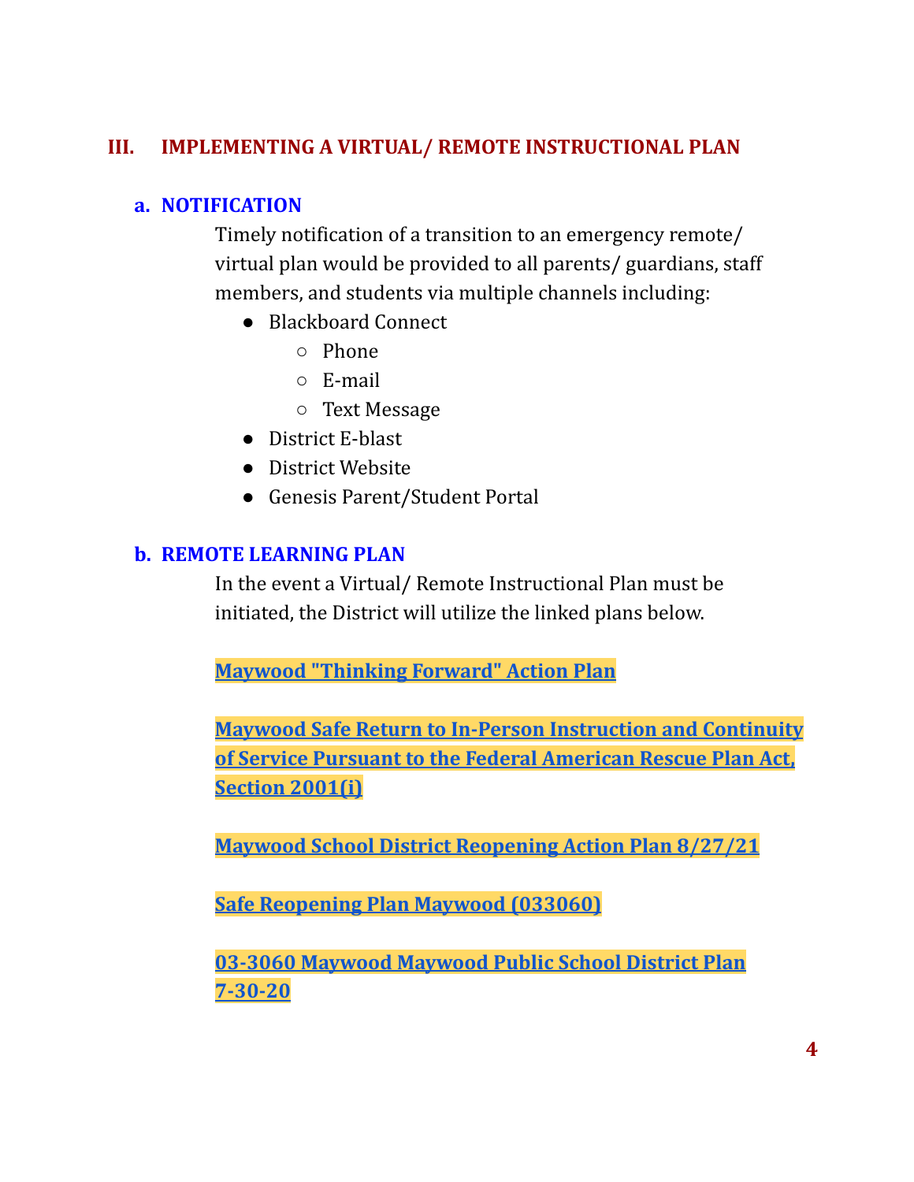## III. IMPLEMENTING A VIRTUAL/ REMOTE INSTRUCTIONAL PLAN

### a. NOTIFICATION

Timely notification of a transition to an emergency remote/ virtual plan would be provided to all parents/ guardians, staff members, and students via multiple channels including:

- Blackboard Connect
  - Phone
  - E-mail
  - Text Message
- District E-blast
- District Website
- Genesis Parent/Student Portal

### b. REMOTE LEARNING PLAN

In the event a Virtual/ Remote Instructional Plan must be initiated, the District will utilize the linked plans below.

**Maywood "Thinking Forward" Action Plan**

**Maywood Safe Return to In-Person Instruction and Continuity of Service Pursuant to the Federal American Rescue Plan Act, Section 2001(i)**

**Maywood School District Reopening Action Plan 8/27/21**

**Safe Reopening Plan Maywood (033060)**

**03-3060 Maywood Maywood Public School District Plan 7-30-20**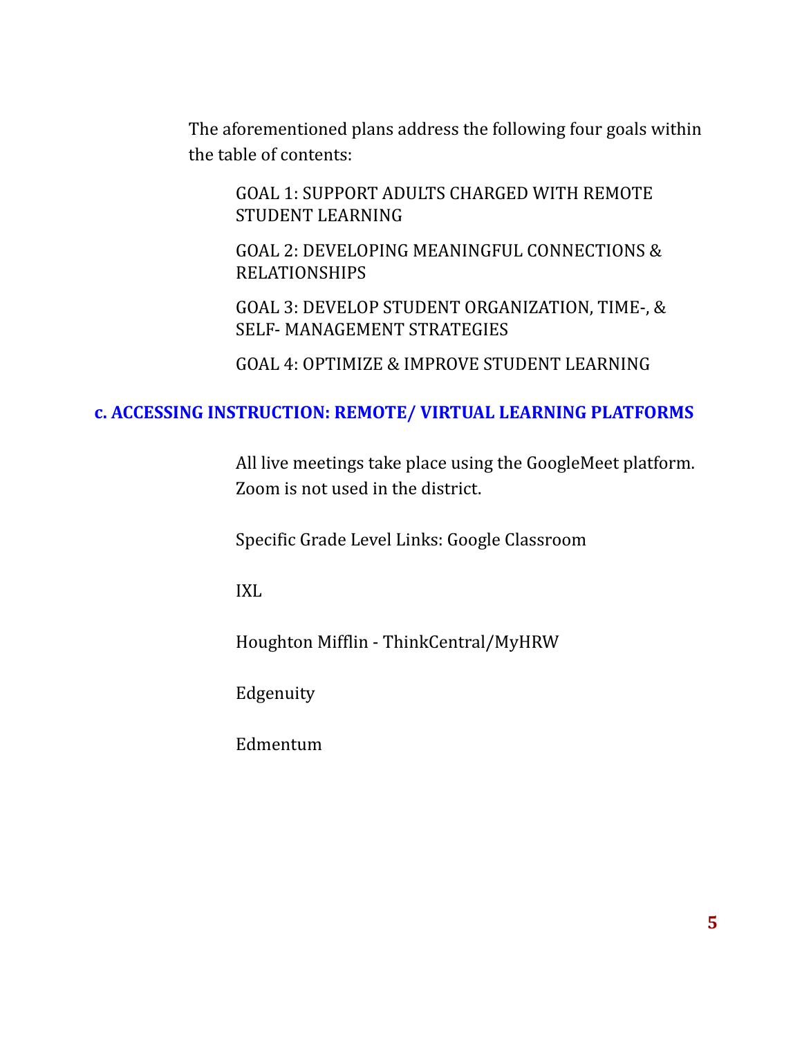The aforementioned plans address the following four goals within the table of contents:

GOAL 1: SUPPORT ADULTS CHARGED WITH REMOTE STUDENT LEARNING

GOAL 2: DEVELOPING MEANINGFUL CONNECTIONS & RELATIONSHIPS

GOAL 3: DEVELOP STUDENT ORGANIZATION, TIME-, & SELF- MANAGEMENT STRATEGIES

GOAL 4: OPTIMIZE & IMPROVE STUDENT LEARNING

### c. ACCESSING INSTRUCTION: REMOTE/ VIRTUAL LEARNING PLATFORMS

All live meetings take place using the GoogleMeet platform. Zoom is not used in the district.

Specific Grade Level Links: Google Classroom

IXL

Houghton Mifflin - ThinkCentral/MyHRW

Edgenuity

Edmentum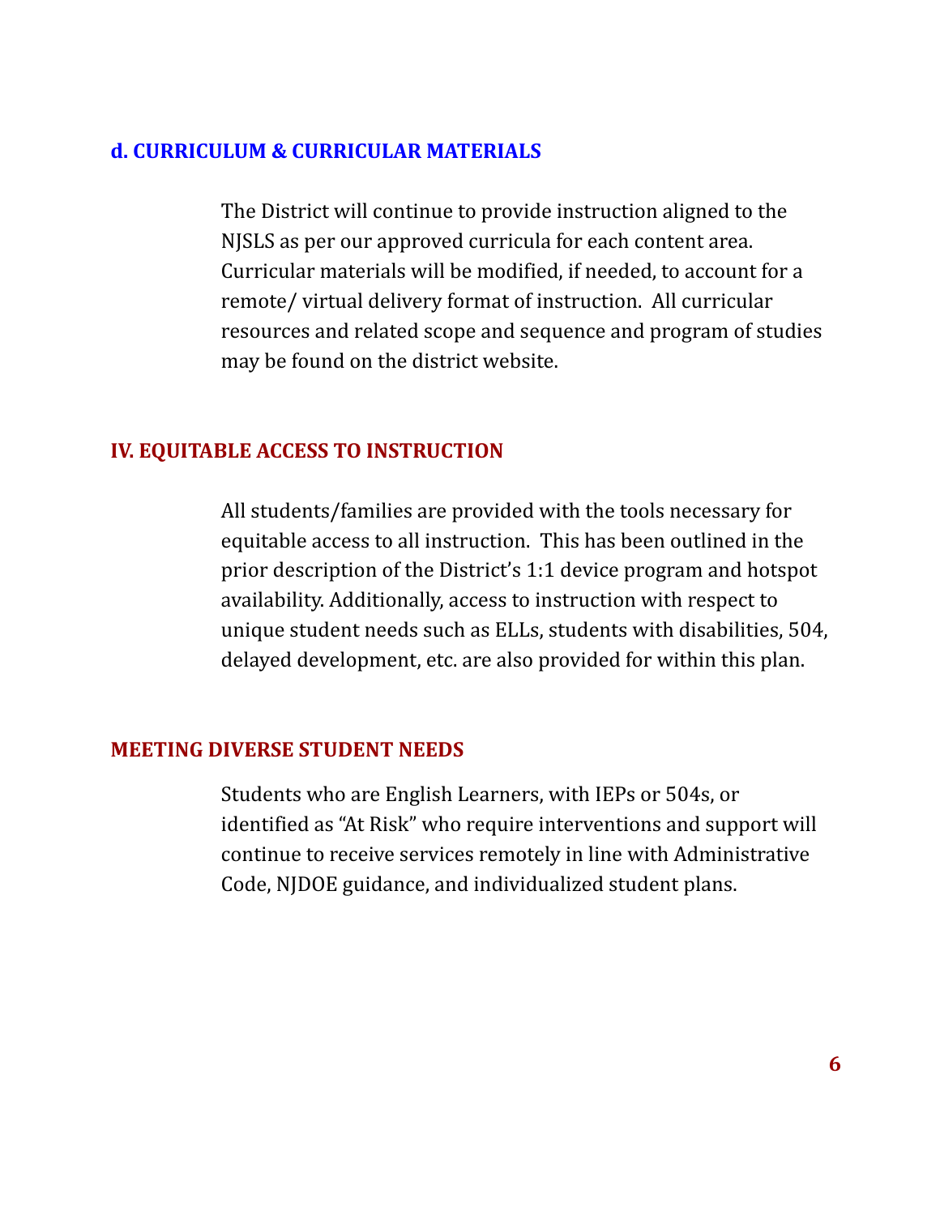### d. CURRICULUM & CURRICULAR MATERIALS

The District will continue to provide instruction aligned to the NJSLS as per our approved curricula for each content area. Curricular materials will be modified, if needed, to account for a remote/ virtual delivery format of instruction. All curricular resources and related scope and sequence and program of studies may be found on the district website.

## IV. EQUITABLE ACCESS TO INSTRUCTION

All students/families are provided with the tools necessary for equitable access to all instruction. This has been outlined in the prior description of the District's 1:1 device program and hotspot availability. Additionally, access to instruction with respect to unique student needs such as ELLs, students with disabilities, 504, delayed development, etc. are also provided for within this plan.

### MEETING DIVERSE STUDENT NEEDS

Students who are English Learners, with IEPs or 504s, or identified as "At Risk" who require interventions and support will continue to receive services remotely in line with Administrative Code, NJDOE guidance, and individualized student plans.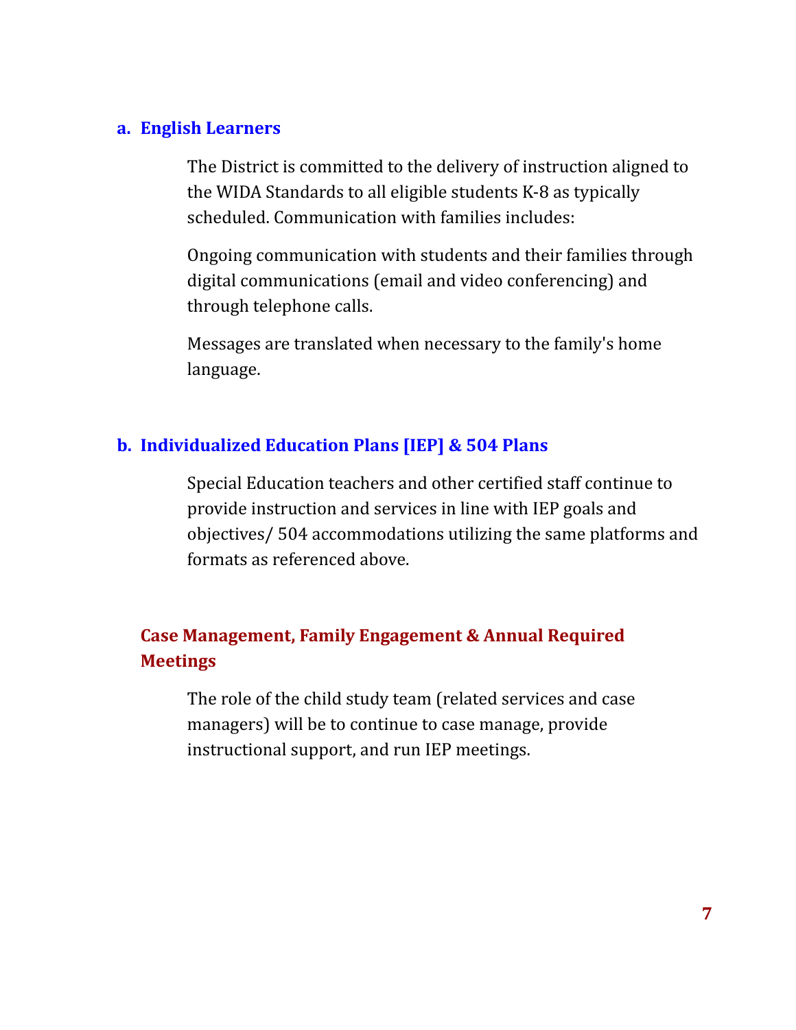### a. English Learners

The District is committed to the delivery of instruction aligned to the WIDA Standards to all eligible students K-8 as typically scheduled. Communication with families includes:

Ongoing communication with students and their families through digital communications (email and video conferencing) and through telephone calls.

Messages are translated when necessary to the family's home language.

### b. Individualized Education Plans [IEP] & 504 Plans

Special Education teachers and other certified staff continue to provide instruction and services in line with IEP goals and objectives/ 504 accommodations utilizing the same platforms and formats as referenced above.

#### Case Management, Family Engagement & Annual Required Meetings

The role of the child study team (related services and case managers) will be to continue to case manage, provide instructional support, and run IEP meetings.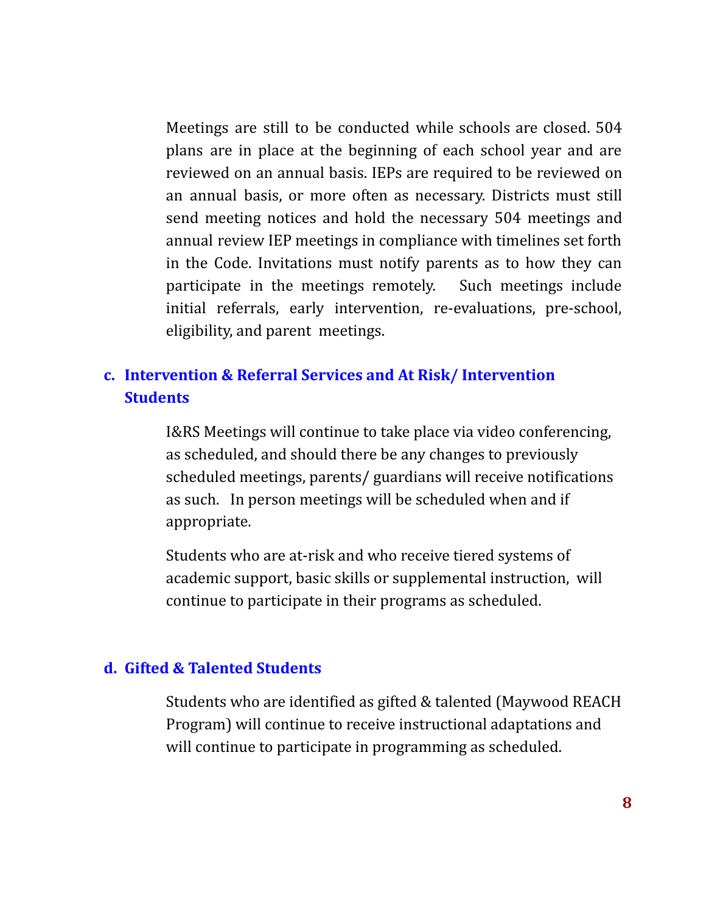Meetings are still to be conducted while schools are closed. 504 plans are in place at the beginning of each school year and are reviewed on an annual basis. IEPs are required to be reviewed on an annual basis, or more often as necessary. Districts must still send meeting notices and hold the necessary 504 meetings and annual review IEP meetings in compliance with timelines set forth in the Code. Invitations must notify parents as to how they can participate in the meetings remotely. Such meetings include initial referrals, early intervention, re-evaluations, pre-school, eligibility, and parent meetings.

### c. Intervention & Referral Services and At Risk/ Intervention Students

I&RS Meetings will continue to take place via video conferencing, as scheduled, and should there be any changes to previously scheduled meetings, parents/ guardians will receive notifications as such. In person meetings will be scheduled when and if appropriate.

Students who are at-risk and who receive tiered systems of academic support, basic skills or supplemental instruction, will continue to participate in their programs as scheduled.

### d. Gifted & Talented Students

Students who are identified as gifted & talented (Maywood REACH Program) will continue to receive instructional adaptations and will continue to participate in programming as scheduled.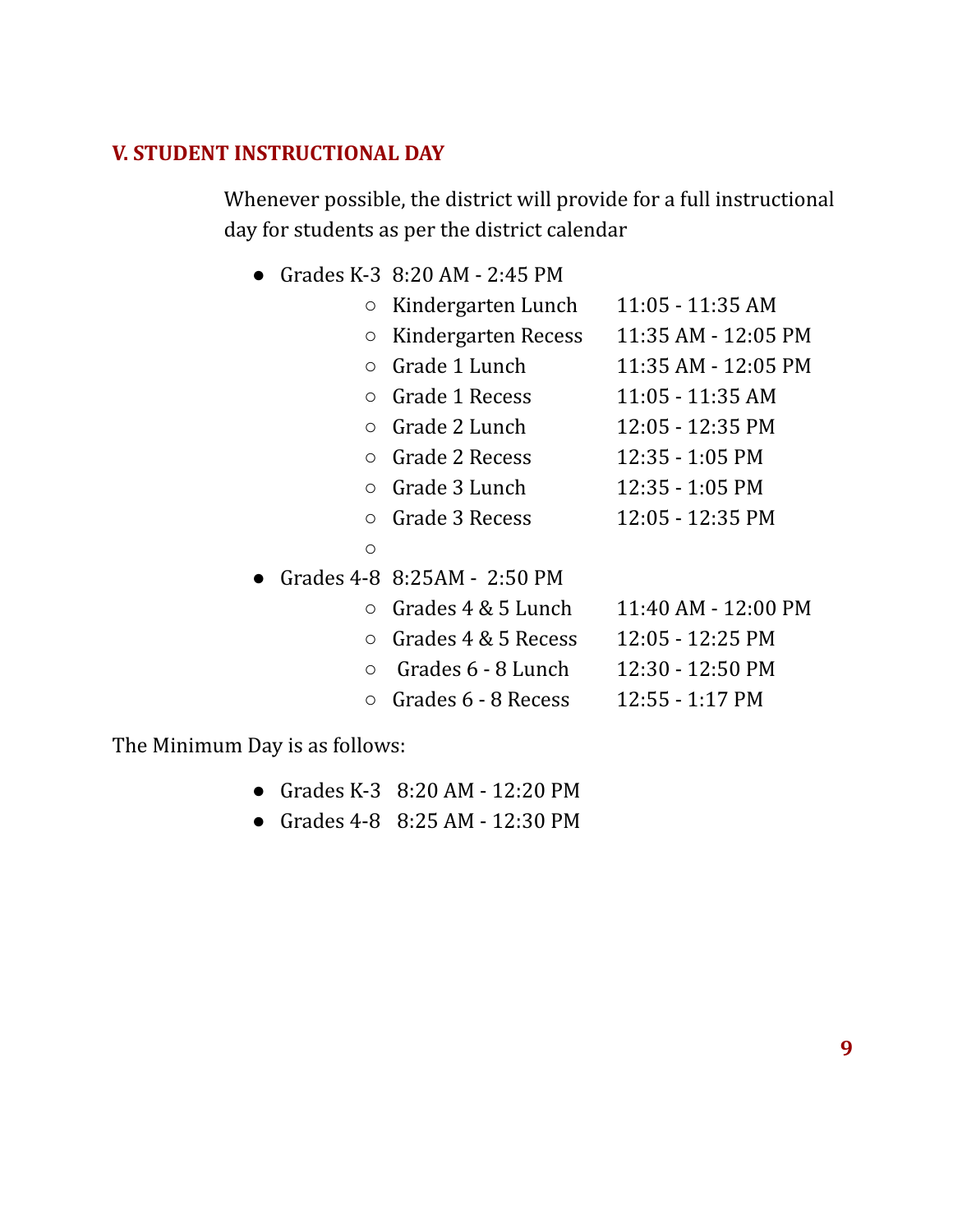## V. STUDENT INSTRUCTIONAL DAY

Whenever possible, the district will provide for a full instructional day for students as per the district calendar

- Grades K-3 8:20 AM - 2:45 PM
  - Kindergarten Lunch 11:05 - 11:35 AM
  - Kindergarten Recess 11:35 AM - 12:05 PM
  - Grade 1 Lunch 11:35 AM - 12:05 PM
  - Grade 1 Recess 11:05 - 11:35 AM
  - Grade 2 Lunch 12:05 - 12:35 PM
  - Grade 2 Recess 12:35 - 1:05 PM
  - Grade 3 Lunch 12:35 - 1:05 PM
  - Grade 3 Recess 12:05 - 12:35 PM
- Grades 4-8 8:25AM - 2:50 PM
  - Grades 4 & 5 Lunch 11:40 AM - 12:00 PM
  - Grades 4 & 5 Recess 12:05 - 12:25 PM
  - Grades 6 - 8 Lunch 12:30 - 12:50 PM
  - Grades 6 - 8 Recess 12:55 - 1:17 PM

The Minimum Day is as follows:

- Grades K-3 8:20 AM - 12:20 PM
- Grades 4-8 8:25 AM - 12:30 PM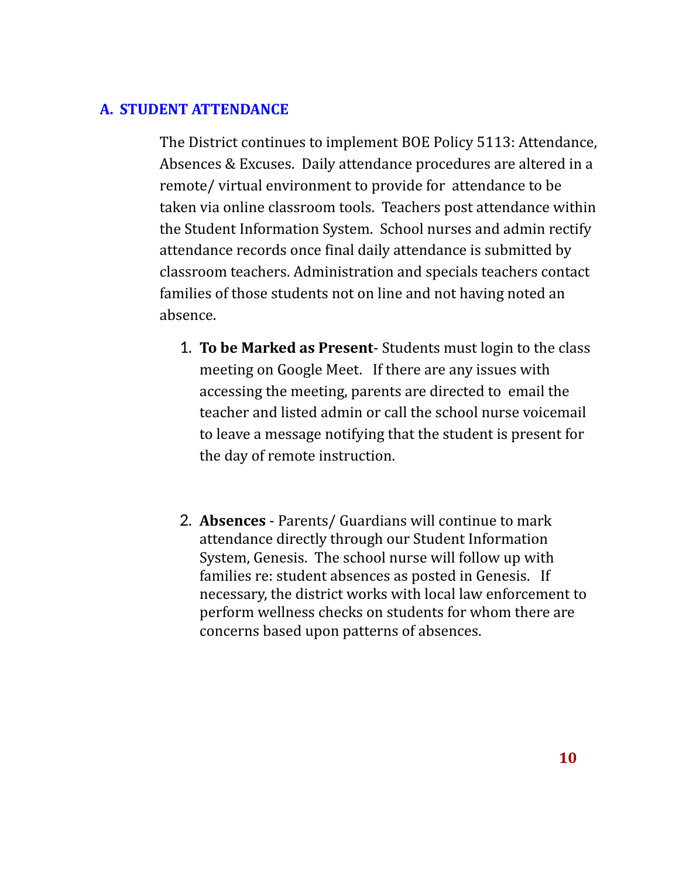## A. STUDENT ATTENDANCE

The District continues to implement BOE Policy 5113: Attendance, Absences & Excuses. Daily attendance procedures are altered in a remote/ virtual environment to provide for attendance to be taken via online classroom tools. Teachers post attendance within the Student Information System. School nurses and admin rectify attendance records once final daily attendance is submitted by classroom teachers. Administration and specials teachers contact families of those students not on line and not having noted an absence.

1. **To be Marked as Present**- Students must login to the class meeting on Google Meet. If there are any issues with accessing the meeting, parents are directed to email the teacher and listed admin or call the school nurse voicemail to leave a message notifying that the student is present for the day of remote instruction.

2. **Absences** - Parents/ Guardians will continue to mark attendance directly through our Student Information System, Genesis. The school nurse will follow up with families re: student absences as posted in Genesis. If necessary, the district works with local law enforcement to perform wellness checks on students for whom there are concerns based upon patterns of absences.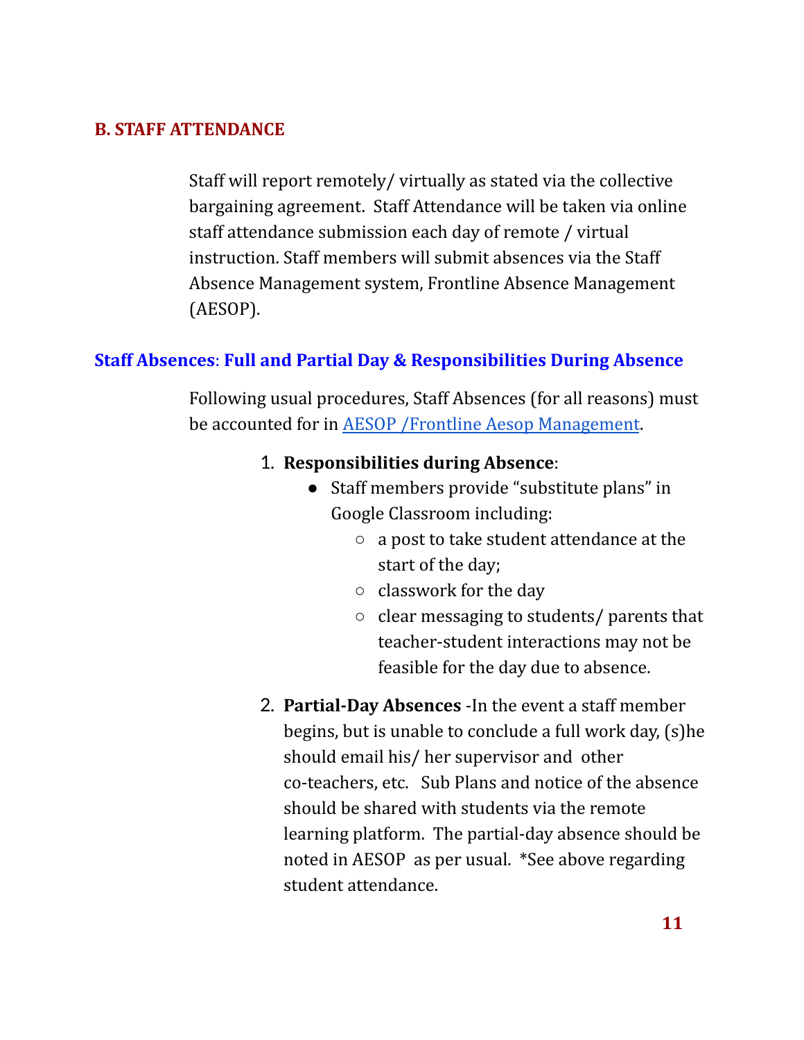## B. STAFF ATTENDANCE

Staff will report remotely/ virtually as stated via the collective bargaining agreement. Staff Attendance will be taken via online staff attendance submission each day of remote / virtual instruction. Staff members will submit absences via the Staff Absence Management system, Frontline Absence Management (AESOP).

### Staff Absences: Full and Partial Day & Responsibilities During Absence

Following usual procedures, Staff Absences (for all reasons) must be accounted for in AESOP /Frontline Aesop Management.

1. **Responsibilities during Absence**:
   - Staff members provide "substitute plans" in Google Classroom including:
     - a post to take student attendance at the start of the day;
     - classwork for the day
     - clear messaging to students/ parents that teacher-student interactions may not be feasible for the day due to absence.
2. **Partial-Day Absences** -In the event a staff member begins, but is unable to conclude a full work day, (s)he should email his/ her supervisor and other co-teachers, etc. Sub Plans and notice of the absence should be shared with students via the remote learning platform. The partial-day absence should be noted in AESOP as per usual. *See above regarding student attendance.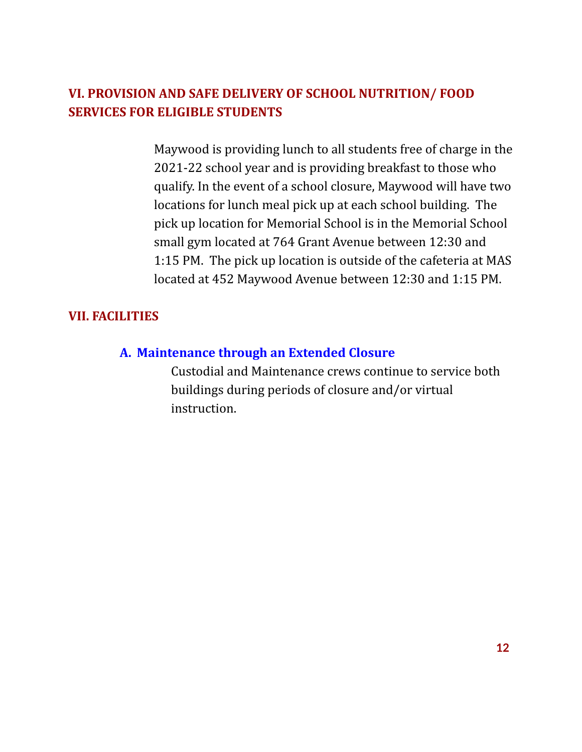## VI. PROVISION AND SAFE DELIVERY OF SCHOOL NUTRITION/ FOOD SERVICES FOR ELIGIBLE STUDENTS

Maywood is providing lunch to all students free of charge in the 2021-22 school year and is providing breakfast to those who qualify. In the event of a school closure, Maywood will have two locations for lunch meal pick up at each school building. The pick up location for Memorial School is in the Memorial School small gym located at 764 Grant Avenue between 12:30 and 1:15 PM. The pick up location is outside of the cafeteria at MAS located at 452 Maywood Avenue between 12:30 and 1:15 PM.

## VII. FACILITIES

### A. Maintenance through an Extended Closure

Custodial and Maintenance crews continue to service both buildings during periods of closure and/or virtual instruction.